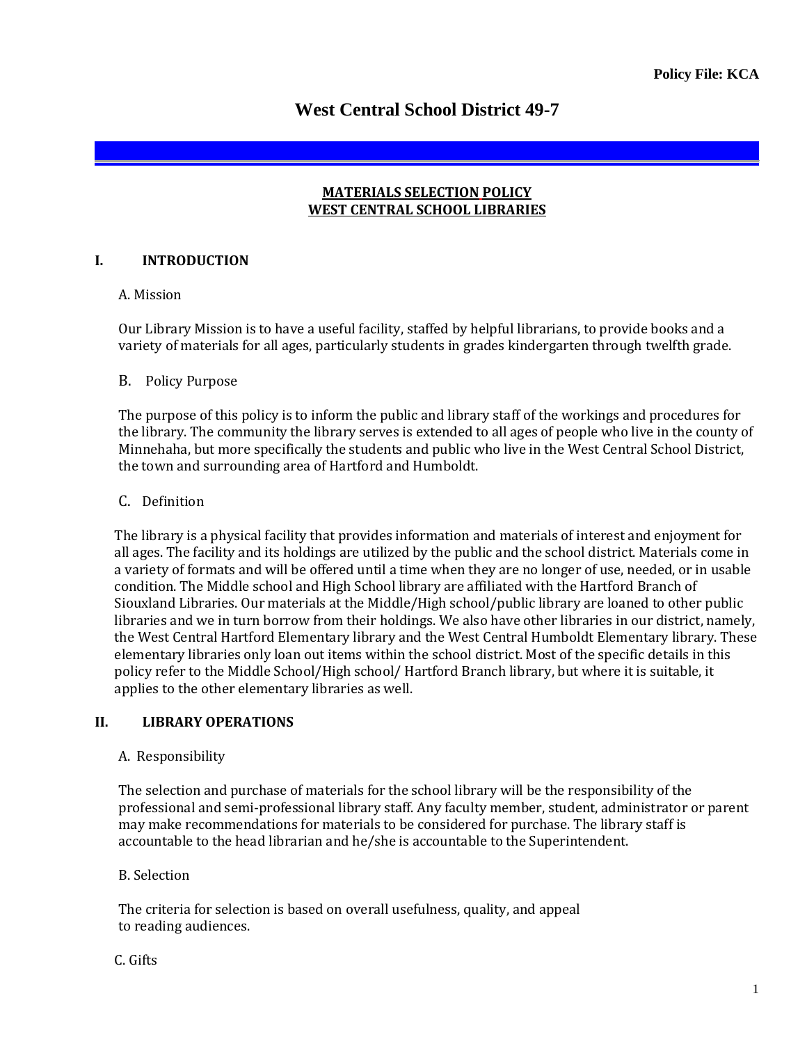Policy File: KCA

# West Central School District 49-7

## MATERIALS SELECTION POLICY
## WEST CENTRAL SCHOOL LIBRARIES

### I. INTRODUCTION

A. Mission

Our Library Mission is to have a useful facility, staffed by helpful librarians, to provide books and a variety of materials for all ages, particularly students in grades kindergarten through twelfth grade.

B. Policy Purpose

The purpose of this policy is to inform the public and library staff of the workings and procedures for the library. The community the library serves is extended to all ages of people who live in the county of Minnehaha, but more specifically the students and public who live in the West Central School District, the town and surrounding area of Hartford and Humboldt.

C. Definition

The library is a physical facility that provides information and materials of interest and enjoyment for all ages. The facility and its holdings are utilized by the public and the school district. Materials come in a variety of formats and will be offered until a time when they are no longer of use, needed, or in usable condition. The Middle school and High School library are affiliated with the Hartford Branch of Siouxland Libraries. Our materials at the Middle/High school/public library are loaned to other public libraries and we in turn borrow from their holdings. We also have other libraries in our district, namely, the West Central Hartford Elementary library and the West Central Humboldt Elementary library. These elementary libraries only loan out items within the school district. Most of the specific details in this policy refer to the Middle School/High school/ Hartford Branch library, but where it is suitable, it applies to the other elementary libraries as well.

### II. LIBRARY OPERATIONS

A. Responsibility

The selection and purchase of materials for the school library will be the responsibility of the professional and semi-professional library staff. Any faculty member, student, administrator or parent may make recommendations for materials to be considered for purchase. The library staff is accountable to the head librarian and he/she is accountable to the Superintendent.

B. Selection

The criteria for selection is based on overall usefulness, quality, and appeal to reading audiences.

C. Gifts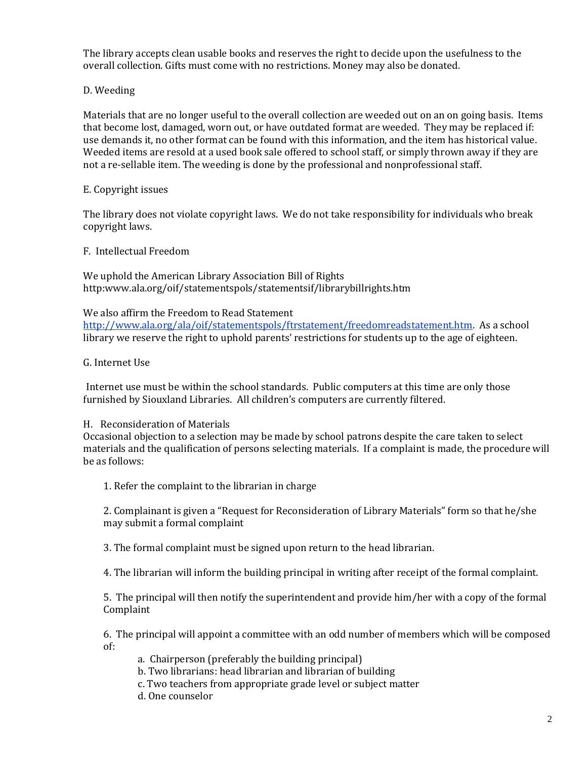The library accepts clean usable books and reserves the right to decide upon the usefulness to the overall collection. Gifts must come with no restrictions. Money may also be donated.

D. Weeding

Materials that are no longer useful to the overall collection are weeded out on an on going basis. Items that become lost, damaged, worn out, or have outdated format are weeded. They may be replaced if: use demands it, no other format can be found with this information, and the item has historical value. Weeded items are resold at a used book sale offered to school staff, or simply thrown away if they are not a re-sellable item. The weeding is done by the professional and nonprofessional staff.

E. Copyright issues

The library does not violate copyright laws. We do not take responsibility for individuals who break copyright laws.

F. Intellectual Freedom

We uphold the American Library Association Bill of Rights
http:www.ala.org/oif/statementspols/statementsif/librarybillrights.htm

We also affirm the Freedom to Read Statement
http://www.ala.org/ala/oif/statementspols/ftrstatement/freedomreadstatement.htm. As a school library we reserve the right to uphold parents' restrictions for students up to the age of eighteen.

G. Internet Use

Internet use must be within the school standards. Public computers at this time are only those furnished by Siouxland Libraries. All children's computers are currently filtered.

H. Reconsideration of Materials

Occasional objection to a selection may be made by school patrons despite the care taken to select materials and the qualification of persons selecting materials. If a complaint is made, the procedure will be as follows:

1. Refer the complaint to the librarian in charge

2. Complainant is given a "Request for Reconsideration of Library Materials" form so that he/she may submit a formal complaint

3. The formal complaint must be signed upon return to the head librarian.

4. The librarian will inform the building principal in writing after receipt of the formal complaint.

5. The principal will then notify the superintendent and provide him/her with a copy of the formal Complaint

6. The principal will appoint a committee with an odd number of members which will be composed of:
   a. Chairperson (preferably the building principal)
   b. Two librarians: head librarian and librarian of building
   c. Two teachers from appropriate grade level or subject matter
   d. One counselor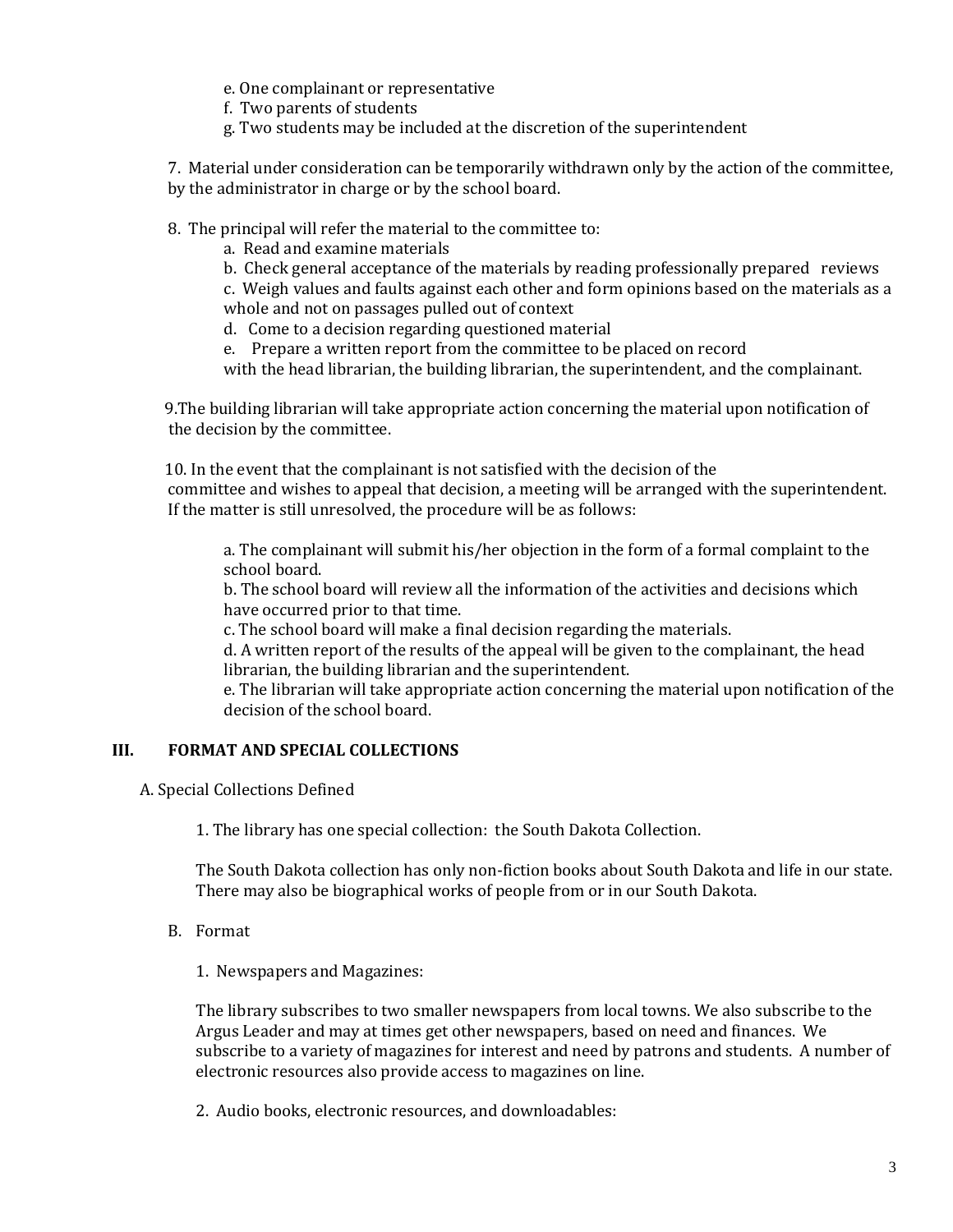e. One complainant or representative
   f. Two parents of students
   g. Two students may be included at the discretion of the superintendent

7. Material under consideration can be temporarily withdrawn only by the action of the committee, by the administrator in charge or by the school board.

8. The principal will refer the material to the committee to:
   a. Read and examine materials
   b. Check general acceptance of the materials by reading professionally prepared reviews
   c. Weigh values and faults against each other and form opinions based on the materials as a whole and not on passages pulled out of context
   d. Come to a decision regarding questioned material
   e. Prepare a written report from the committee to be placed on record with the head librarian, the building librarian, the superintendent, and the complainant.

9. The building librarian will take appropriate action concerning the material upon notification of the decision by the committee.

10. In the event that the complainant is not satisfied with the decision of the committee and wishes to appeal that decision, a meeting will be arranged with the superintendent. If the matter is still unresolved, the procedure will be as follows:

   a. The complainant will submit his/her objection in the form of a formal complaint to the school board.
   b. The school board will review all the information of the activities and decisions which have occurred prior to that time.
   c. The school board will make a final decision regarding the materials.
   d. A written report of the results of the appeal will be given to the complainant, the head librarian, the building librarian and the superintendent.
   e. The librarian will take appropriate action concerning the material upon notification of the decision of the school board.

## III. FORMAT AND SPECIAL COLLECTIONS

A. Special Collections Defined

1. The library has one special collection: the South Dakota Collection.

The South Dakota collection has only non-fiction books about South Dakota and life in our state. There may also be biographical works of people from or in our South Dakota.

B. Format

1. Newspapers and Magazines:

The library subscribes to two smaller newspapers from local towns. We also subscribe to the Argus Leader and may at times get other newspapers, based on need and finances. We subscribe to a variety of magazines for interest and need by patrons and students. A number of electronic resources also provide access to magazines on line.

2. Audio books, electronic resources, and downloadables: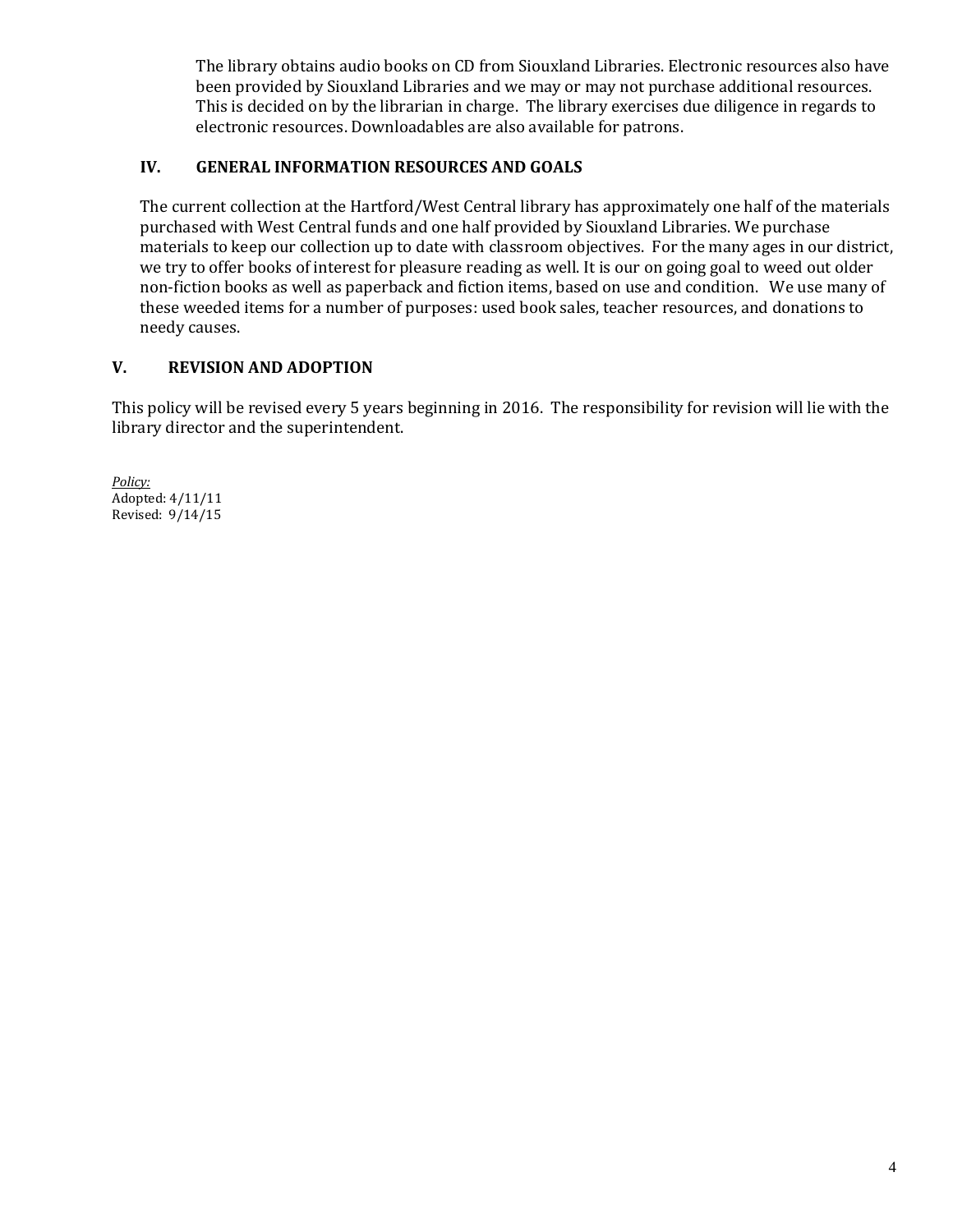The library obtains audio books on CD from Siouxland Libraries. Electronic resources also have been provided by Siouxland Libraries and we may or may not purchase additional resources. This is decided on by the librarian in charge. The library exercises due diligence in regards to electronic resources. Downloadables are also available for patrons.

## IV. GENERAL INFORMATION RESOURCES AND GOALS

The current collection at the Hartford/West Central library has approximately one half of the materials purchased with West Central funds and one half provided by Siouxland Libraries. We purchase materials to keep our collection up to date with classroom objectives. For the many ages in our district, we try to offer books of interest for pleasure reading as well. It is our on going goal to weed out older non-fiction books as well as paperback and fiction items, based on use and condition. We use many of these weeded items for a number of purposes: used book sales, teacher resources, and donations to needy causes.

## V. REVISION AND ADOPTION

This policy will be revised every 5 years beginning in 2016. The responsibility for revision will lie with the library director and the superintendent.

*Policy:*
Adopted: 4/11/11
Revised: 9/14/15